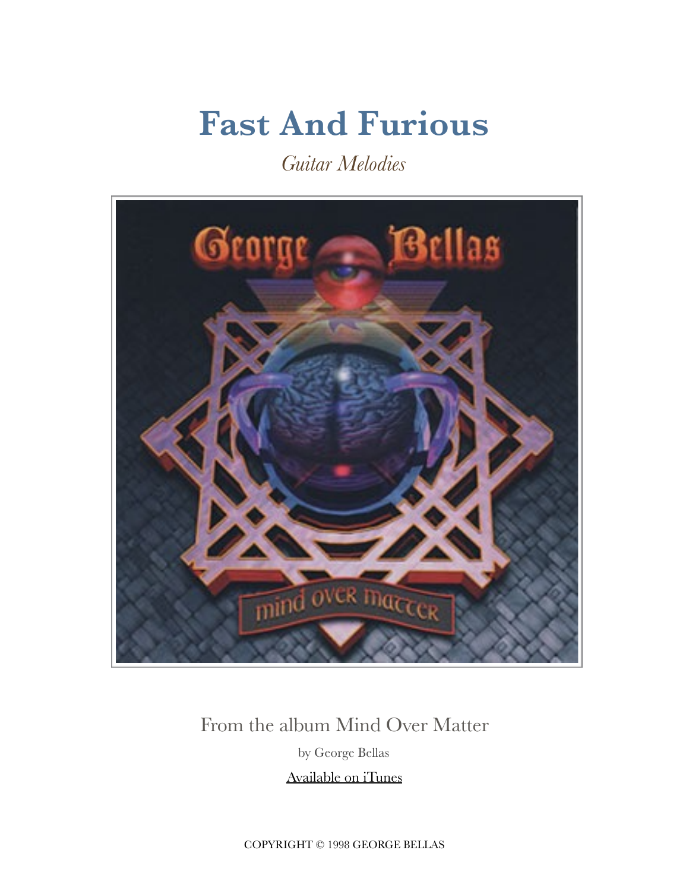# Fast And Furious

*Guitar Melodies*

From the album Mind Over Matter

by George Bellas

Available on iTunes

COPYRIGHT © 1998 GEORGE BELLAS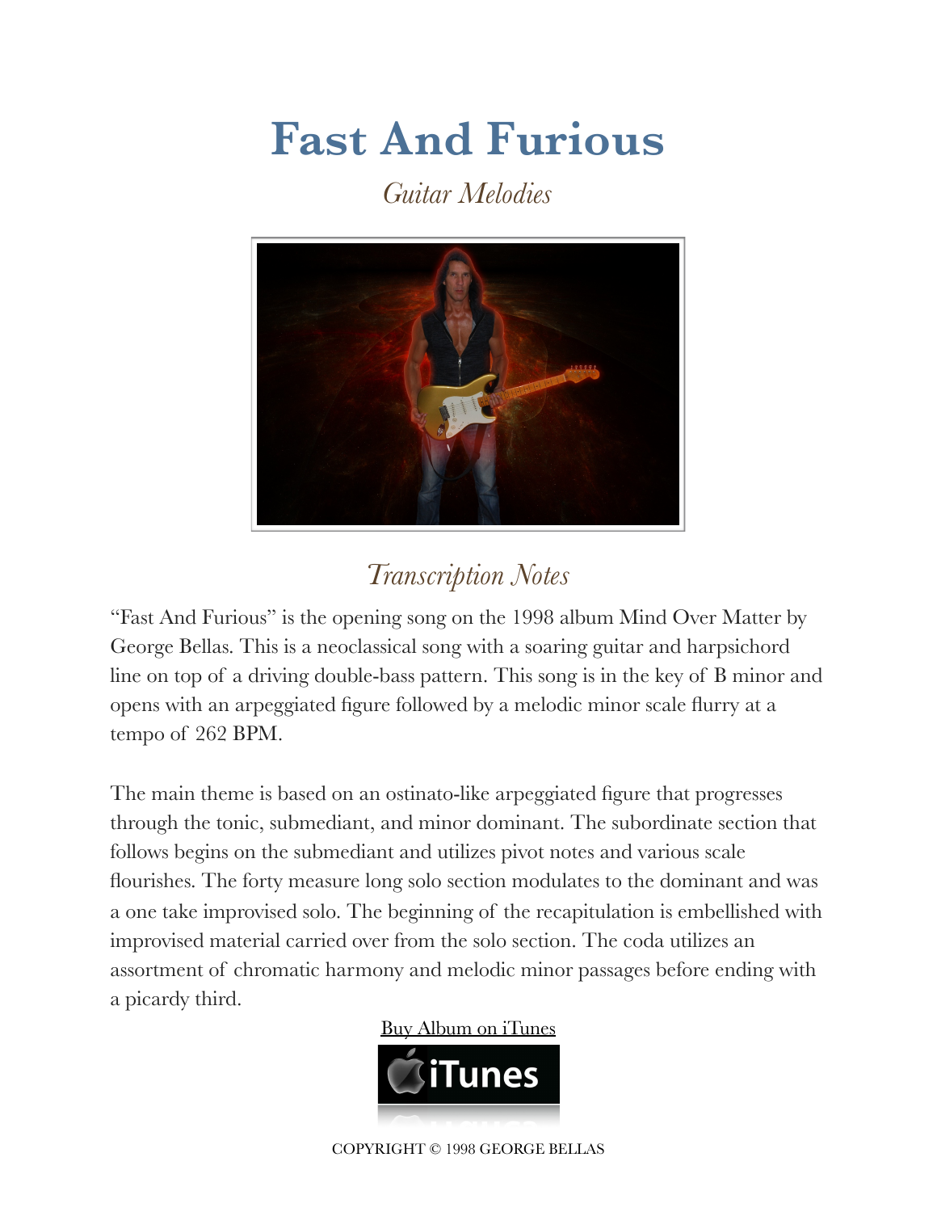# Fast And Furious

*Guitar Melodies*

## *Transcription Notes*

"Fast And Furious" is the opening song on the 1998 album Mind Over Matter by George Bellas. This is a neoclassical song with a soaring guitar and harpsichord line on top of a driving double-bass pattern. This song is in the key of B minor and opens with an arpeggiated figure followed by a melodic minor scale flurry at a tempo of 262 BPM.

The main theme is based on an ostinato-like arpeggiated figure that progresses through the tonic, submediant, and minor dominant. The subordinate section that follows begins on the submediant and utilizes pivot notes and various scale flourishes. The forty measure long solo section modulates to the dominant and was a one take improvised solo. The beginning of the recapitulation is embellished with improvised material carried over from the solo section. The coda utilizes an assortment of chromatic harmony and melodic minor passages before ending with a picardy third.

Buy Album on iTunes

COPYRIGHT © 1998 GEORGE BELLAS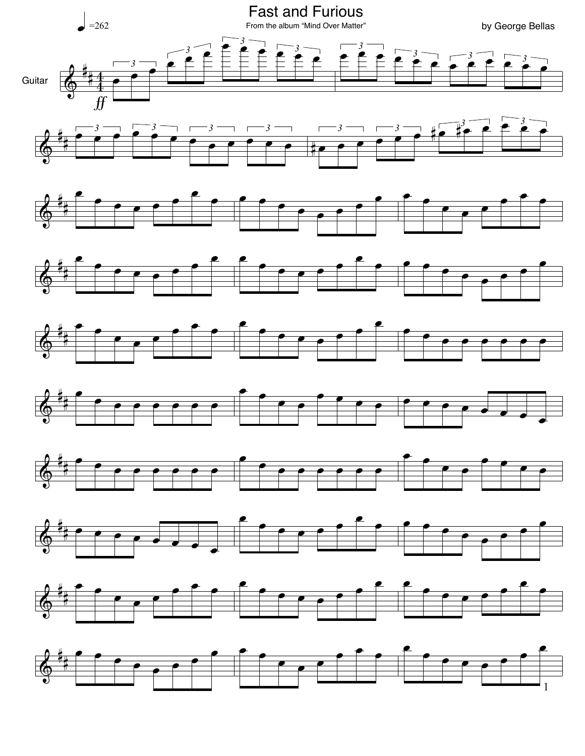# Fast and Furious

From the album "Mind Over Matter"

by George Bellas

♩=262

Guitar

*ff*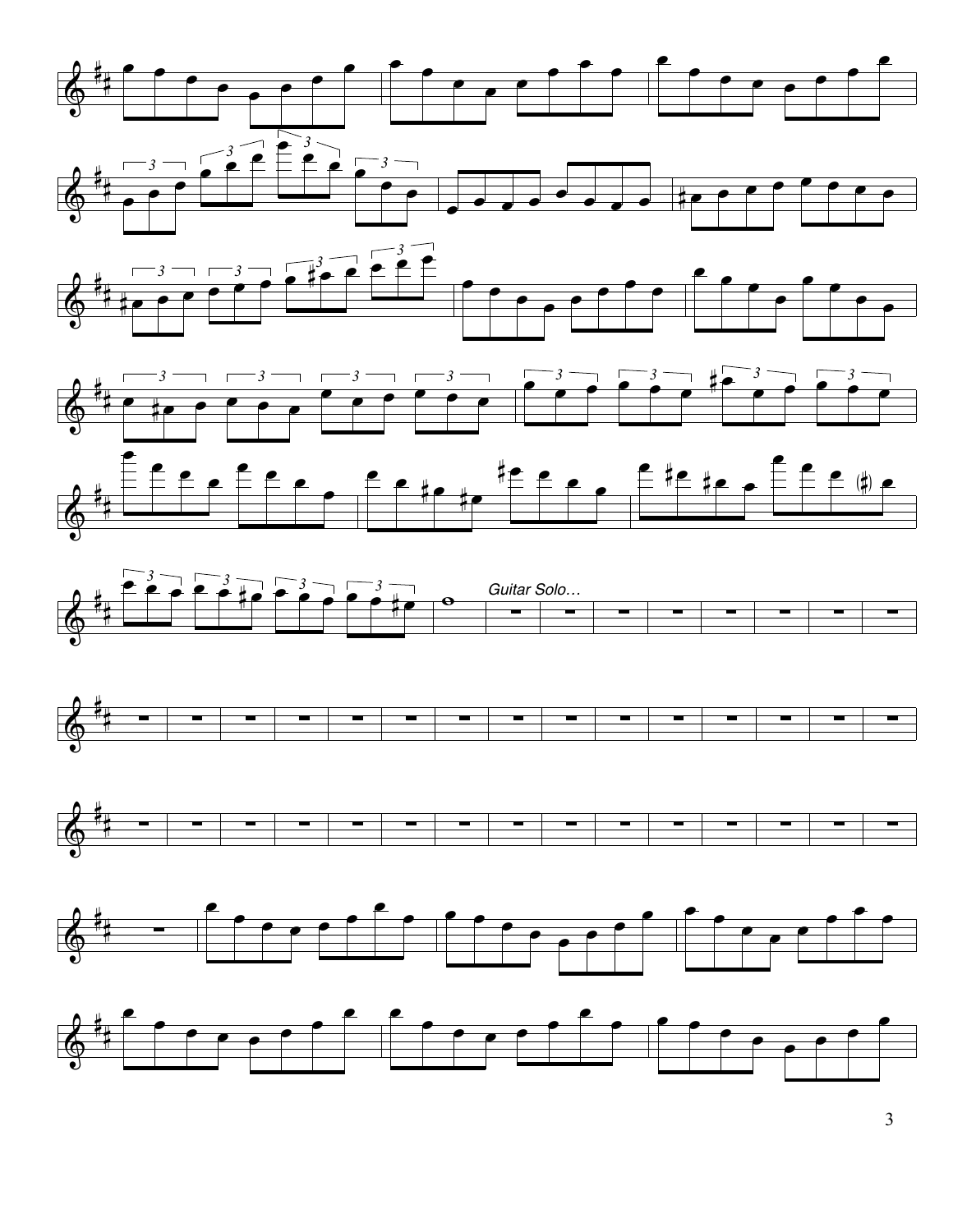Guitar Solo…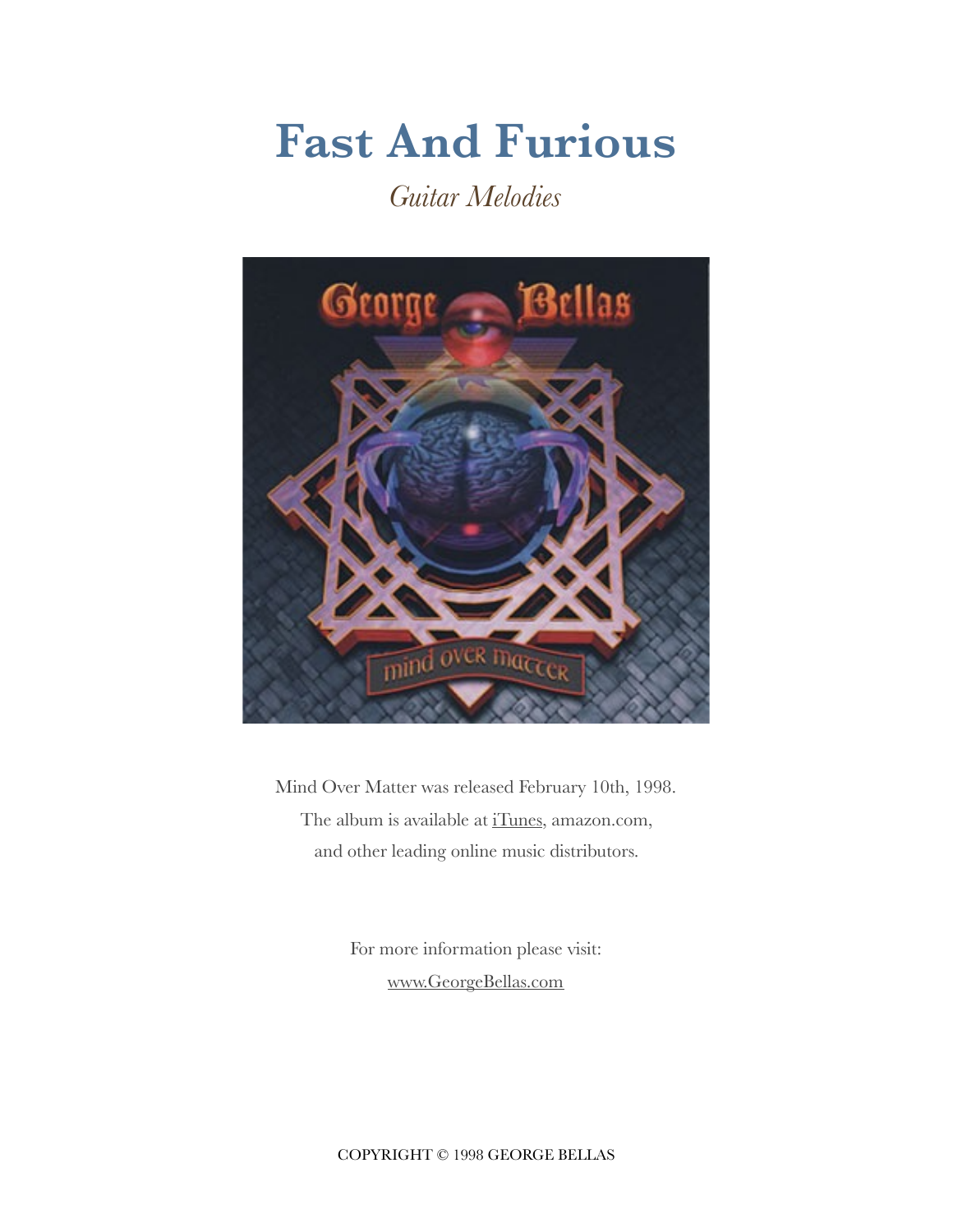# Fast And Furious

*Guitar Melodies*

Mind Over Matter was released February 10th, 1998.
The album is available at iTunes, amazon.com,
and other leading online music distributors.

For more information please visit:
www.GeorgeBellas.com

COPYRIGHT © 1998 GEORGE BELLAS